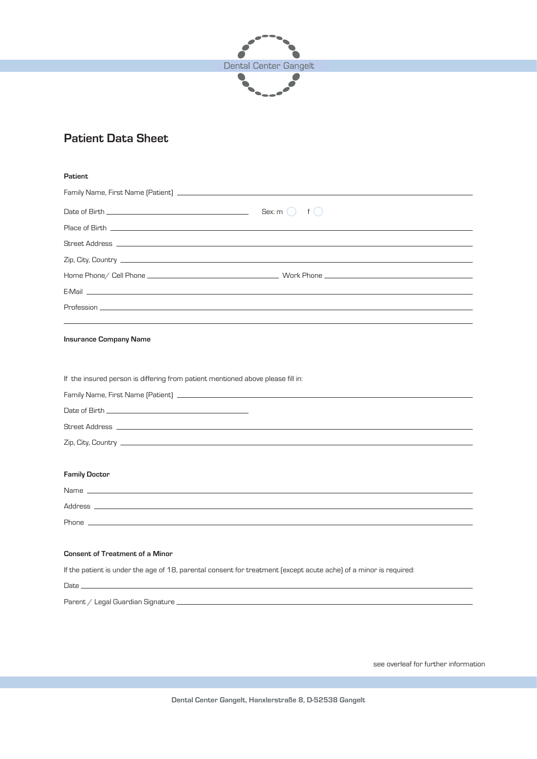Dental Center Gangelt

# Patient Data Sheet

**Patient**

Family Name, First Name (Patient) \_\_\_\_\_\_\_\_\_\_\_\_\_\_\_\_\_\_\_\_\_\_\_\_\_\_\_\_\_\_\_\_

Date of Birth \_\_\_\_\_\_\_\_\_\_\_\_\_\_\_\_\_\_\_\_ Sex: m ◯ f ◯

Place of Birth \_\_\_\_\_\_\_\_\_\_\_\_\_\_\_\_\_\_\_\_\_\_\_\_\_\_\_\_\_\_\_\_

Street Address \_\_\_\_\_\_\_\_\_\_\_\_\_\_\_\_\_\_\_\_\_\_\_\_\_\_\_\_\_\_\_\_

Zip, City, Country \_\_\_\_\_\_\_\_\_\_\_\_\_\_\_\_\_\_\_\_\_\_\_\_\_\_\_\_\_\_\_\_

Home Phone/ Cell Phone \_\_\_\_\_\_\_\_\_\_\_\_\_\_\_\_\_\_\_\_ Work Phone \_\_\_\_\_\_\_\_\_\_\_\_\_\_\_\_\_\_\_\_

E-Mail \_\_\_\_\_\_\_\_\_\_\_\_\_\_\_\_\_\_\_\_\_\_\_\_\_\_\_\_\_\_\_\_

Profession \_\_\_\_\_\_\_\_\_\_\_\_\_\_\_\_\_\_\_\_\_\_\_\_\_\_\_\_\_\_\_\_

**Insurance Company Name**

If the insured person is differing from patient mentioned above please fill in:

Family Name, First Name (Patient) \_\_\_\_\_\_\_\_\_\_\_\_\_\_\_\_\_\_\_\_\_\_\_\_\_\_\_\_\_\_\_\_

Date of Birth \_\_\_\_\_\_\_\_\_\_\_\_\_\_\_\_\_\_\_\_

Street Address \_\_\_\_\_\_\_\_\_\_\_\_\_\_\_\_\_\_\_\_\_\_\_\_\_\_\_\_\_\_\_\_

Zip, City, Country \_\_\_\_\_\_\_\_\_\_\_\_\_\_\_\_\_\_\_\_\_\_\_\_\_\_\_\_\_\_\_\_

**Family Doctor**

Name \_\_\_\_\_\_\_\_\_\_\_\_\_\_\_\_\_\_\_\_\_\_\_\_\_\_\_\_\_\_\_\_

Address \_\_\_\_\_\_\_\_\_\_\_\_\_\_\_\_\_\_\_\_\_\_\_\_\_\_\_\_\_\_\_\_

Phone \_\_\_\_\_\_\_\_\_\_\_\_\_\_\_\_\_\_\_\_\_\_\_\_\_\_\_\_\_\_\_\_

**Consent of Treatment of a Minor**

If the patient is under the age of 18, parental consent for treatment (except acute ache) of a minor is required:

Date \_\_\_\_\_\_\_\_\_\_\_\_\_\_\_\_\_\_\_\_\_\_\_\_\_\_\_\_\_\_\_\_

Parent / Legal Guardian Signature \_\_\_\_\_\_\_\_\_\_\_\_\_\_\_\_\_\_\_\_\_\_\_\_\_\_\_\_\_\_\_\_

see overleaf for further information

**Dental Center Gangelt, Hanxlerstraße 8, D-52538 Gangelt**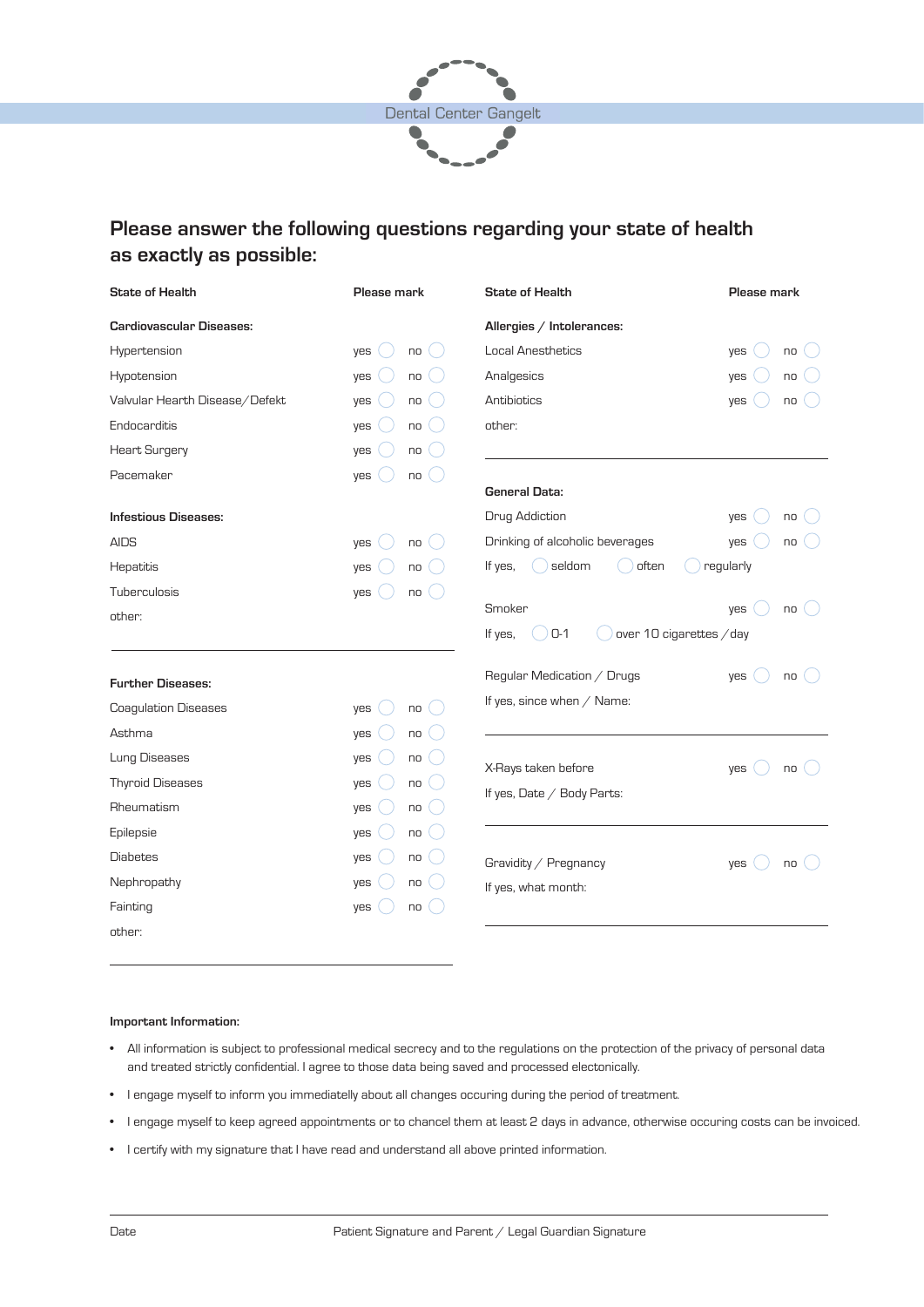Dental Center Gangelt

## Please answer the following questions regarding your state of health as exactly as possible:

| State of Health | Please mark |
| --- | --- |
| **Cardiovascular Diseases:** | |
| Hypertension | yes ◯ no ◯ |
| Hypotension | yes ◯ no ◯ |
| Valvular Hearth Disease/Defekt | yes ◯ no ◯ |
| Endocarditis | yes ◯ no ◯ |
| Heart Surgery | yes ◯ no ◯ |
| Pacemaker | yes ◯ no ◯ |
| **Infestious Diseases:** | |
| AIDS | yes ◯ no ◯ |
| Hepatitis | yes ◯ no ◯ |
| Tuberculosis | yes ◯ no ◯ |
| other: | |
| **Further Diseases:** | |
| Coagulation Diseases | yes ◯ no ◯ |
| Asthma | yes ◯ no ◯ |
| Lung Diseases | yes ◯ no ◯ |
| Thyroid Diseases | yes ◯ no ◯ |
| Rheumatism | yes ◯ no ◯ |
| Epilepsie | yes ◯ no ◯ |
| Diabetes | yes ◯ no ◯ |
| Nephropathy | yes ◯ no ◯ |
| Fainting | yes ◯ no ◯ |
| other: | |

| State of Health | Please mark |
| --- | --- |
| **Allergies / Intolerances:** | |
| Local Anesthetics | yes ◯ no ◯ |
| Analgesics | yes ◯ no ◯ |
| Antibiotics | yes ◯ no ◯ |
| other: | |
| **General Data:** | |
| Drug Addiction | yes ◯ no ◯ |
| Drinking of alcoholic beverages | yes ◯ no ◯ |
| If yes, ◯ seldom ◯ often ◯ regularly | |
| Smoker | yes ◯ no ◯ |
| If yes, ◯ 0-1 ◯ over 10 cigarettes /day | |
| Regular Medication / Drugs | yes ◯ no ◯ |
| If yes, since when / Name: | |
| X-Rays taken before | yes ◯ no ◯ |
| If yes, Date / Body Parts: | |
| Gravidity / Pregnancy | yes ◯ no ◯ |
| If yes, what month: | |

**Important Information:**

- All information is subject to professional medical secrecy and to the regulations on the protection of the privacy of personal data and treated strictly confidential. I agree to those data being saved and processed electonically.
- I engage myself to inform you immediately about all changes occuring during the period of treatment.
- I engage myself to keep agreed appointments or to chancel them at least 2 days in advance, otherwise occuring costs can be invoiced.
- I certify with my signature that I have read and understand all above printed information.

Date

Patient Signature and Parent / Legal Guardian Signature